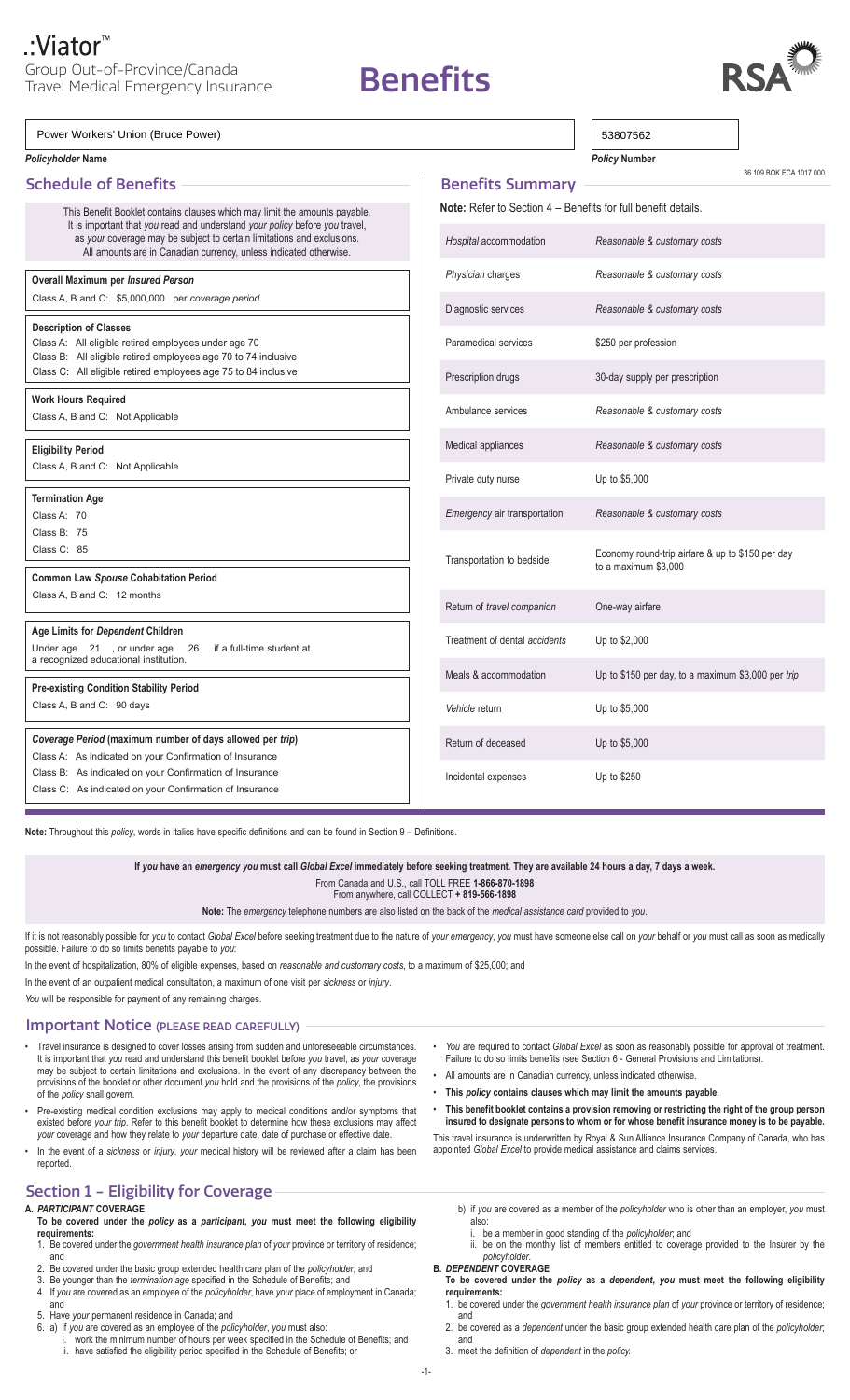# .:Viator™

Group Out-of-Province/Canada Travel Medical Emergency Insurance

# Benefits

RSA

| Power Workers' Union (Bruce Power) | 53807562 |
|---|---|
| ***Policyholder* Name** | ***Policy* Number** |

36 109 BOK ECA 1017 000

## Schedule of Benefits

This Benefit Booklet contains clauses which may limit the amounts payable. It is important that *you* read and understand *your policy* before *you* travel, as *your* coverage may be subject to certain limitations and exclusions. In the event of any discrepancy between the provisions of the booklet or other document *you* hold and the provisions of the *policy*, the provisions of the *policy* shall govern. All amounts are in Canadian currency, unless indicated otherwise.

**Overall Maximum per *Insured Person***
Class A, B and C: $5,000,000 per *coverage period*

**Description of Classes**
Class A: All eligible retired employees under age 70
Class B: All eligible retired employees age 70 to 74 inclusive
Class C: All eligible retired employees age 75 to 84 inclusive

**Work Hours Required**
Class A, B and C: Not Applicable

**Eligibility Period**
Class A, B and C: Not Applicable

**Termination Age**
Class A: 70
Class B: 75
Class C: 85

**Common Law *Spouse* Cohabitation Period**
Class A, B and C: 12 months

**Age Limits for *Dependent* Children**
Under age 21 , or under age 26 if a full-time student at a recognized educational institution.

**Pre-existing Condition Stability Period**
Class A, B and C: 90 days

***Coverage Period* (maximum number of days allowed per *trip*)**
Class A: As indicated on your Confirmation of Insurance
Class B: As indicated on your Confirmation of Insurance
Class C: As indicated on your Confirmation of Insurance

## Benefits Summary

**Note:** Refer to Section 4 – Benefits for full benefit details.

| Benefit | Amount |
|---|---|
| *Hospital* accommodation | *Reasonable & customary costs* |
| *Physician* charges | *Reasonable & customary costs* |
| Diagnostic services | *Reasonable & customary costs* |
| Paramedical services | $250 per profession |
| Prescription drugs | 30-day supply per prescription |
| Ambulance services | *Reasonable & customary costs* |
| Medical appliances | *Reasonable & customary costs* |
| Private duty nurse | Up to $5,000 |
| *Emergency* air transportation | *Reasonable & customary costs* |
| Transportation to bedside | Economy round-trip airfare & up to $150 per day to a maximum $3,000 |
| Return of *travel companion* | One-way airfare |
| Treatment of dental *accidents* | Up to $2,000 |
| Meals & accommodation | Up to $150 per day, to a maximum $3,000 per *trip* |
| *Vehicle* return | Up to $5,000 |
| Return of deceased | Up to $5,000 |
| Incidental expenses | Up to $250 |

**Note:** Throughout this *policy*, words in italics have specific definitions and can be found in Section 9 – Definitions.

**If *you* have an *emergency you* must call *Global Excel* immediately before seeking treatment. They are available 24 hours a day, 7 days a week.**

From Canada and U.S., call TOLL FREE **1-866-870-1898**
From anywhere, call COLLECT **+ 819-566-1898**

**Note:** The *emergency* telephone numbers are also listed on the back of the *medical assistance card* provided to *you*.

If it is not reasonably possible for *you* to contact *Global Excel* before seeking treatment due to the nature of *your emergency*, *you* must have someone else call on *your* behalf or *you* must call as soon as medically possible. Failure to do so limits benefits payable to *you*:

In the event of hospitalization, 80% of eligible expenses, based on *reasonable and customary costs*, to a maximum of $25,000; and

In the event of an outpatient medical consultation, a maximum of one visit per *sickness* or *injury*.

*You* will be responsible for payment of any remaining charges.

## Important Notice (PLEASE READ CAREFULLY)

- Travel insurance is designed to cover losses arising from sudden and unforeseeable circumstances. It is important that *you* read and understand this benefit booklet before *you* travel, as *your* coverage may be subject to certain limitations and exclusions. In the event of any discrepancy between the provisions of the booklet or other document *you* hold and the provisions of the *policy*, the provisions of the *policy* shall govern.
- Pre-existing medical condition exclusions may apply to medical conditions and/or symptoms that existed before *your trip*. Refer to this benefit booklet to determine how these exclusions may affect *your* coverage and how they relate to *your* departure date, date of purchase or effective date.
- In the event of a *sickness* or *injury*, *your* medical history will be reviewed after a claim has been reported.
- *You* are required to contact *Global Excel* as soon as reasonably possible for approval of treatment. Failure to do so limits benefits (see Section 6 - General Provisions and Limitations).
- All amounts are in Canadian currency, unless indicated otherwise.
- **This *policy* contains clauses which may limit the amounts payable.**
- **This benefit booklet contains a provision removing or restricting the right of the group person insured to designate persons to whom or for whose benefit insurance money is to be payable.**

This travel insurance is underwritten by Royal & Sun Alliance Insurance Company of Canada, who has appointed *Global Excel* to provide medical assistance and claims services.

## Section 1 – Eligibility for Coverage

**A. *PARTICIPANT* COVERAGE**

**To be covered under the *policy* as a *participant*, *you* must meet the following eligibility requirements:**

1. Be covered under the *government health insurance plan* of *your* province or territory of residence; and
2. Be covered under the basic group extended health care plan of the *policyholder*; and
3. Be younger than the *termination age* specified in the Schedule of Benefits; and
4. If *you* are covered as an employee of the *policyholder*, have *your* place of employment in Canada; and
5. Have *your* permanent residence in Canada; and
6. a) if *you* are covered as an employee of the *policyholder*, *you* must also:
   i. work the minimum number of hours per week specified in the Schedule of Benefits; and
   ii. have satisfied the eligibility period specified in the Schedule of Benefits; or

   b) if *you* are covered as a member of the *policyholder* who is other than an employer, *you* must also:
   i. be a member in good standing of the *policyholder*; and
   ii. be on the monthly list of members entitled to coverage provided to the Insurer by the *policyholder*.

**B. *DEPENDENT* COVERAGE**

**To be covered under the *policy* as a *dependent*, *you* must meet the following eligibility requirements:**

1. be covered under the *government health insurance plan* of *your* province or territory of residence; and
2. be covered as a *dependent* under the basic group extended health care plan of the *policyholder*; and
3. meet the definition of *dependent* in the *policy*.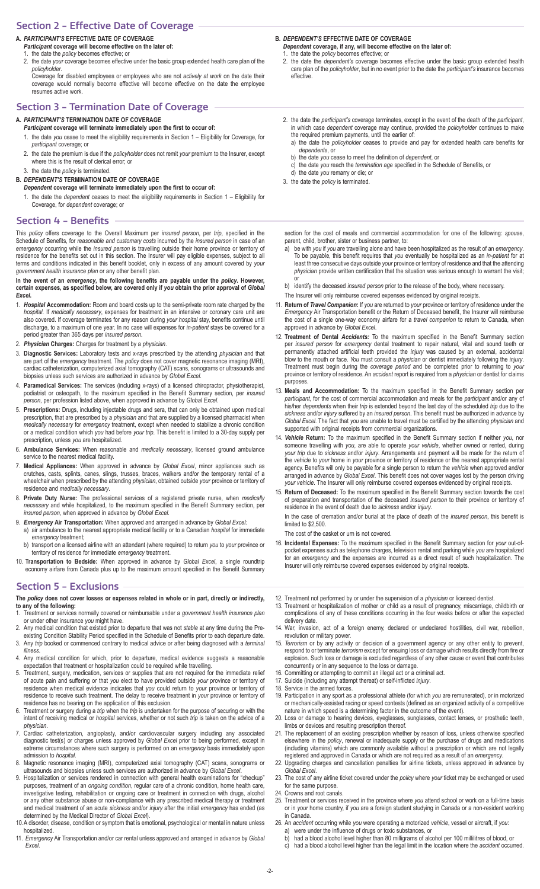## Section 2 – Effective Date of Coverage

**A. *PARTICIPANT'S* EFFECTIVE DATE OF COVERAGE**

***Participant* coverage will become effective on the later of:**

1. the date the *policy* becomes effective; or
2. the date *your* coverage becomes effective under the basic group extended health care plan of the *policyholder*.

Coverage for disabled employees or employees who are not *actively at work* on the date their coverage would normally become effective will become effective on the date the employee resumes active work.

**B. *DEPENDENT'S* EFFECTIVE DATE OF COVERAGE**

***Dependent* coverage, if any, will become effective on the later of:**

1. the date the *policy* becomes effective; or
2. the date the *dependent's* coverage becomes effective under the basic group extended health care plan of the *policyholder*, but in no event prior to the date the *participant's* insurance becomes effective.

## Section 3 – Termination Date of Coverage

**A. *PARTICIPANT'S* TERMINATION DATE OF COVERAGE**

***Participant* coverage will terminate immediately upon the first to occur of:**

1. the date *you* cease to meet the eligibility requirements in Section 1 – Eligibility for Coverage, for *participant* coverage; or
2. the date the premium is due if the *policyholder* does not remit *your* premium to the Insurer, except where this is the result of clerical error; or
3. the date the *policy* is terminated.

**B. *DEPENDENT'S* TERMINATION DATE OF COVERAGE**

***Dependent* coverage will terminate immediately upon the first to occur of:**

1. the date the *dependent* ceases to meet the eligibility requirements in Section 1 – Eligibility for Coverage, for *dependent* coverage; or
2. the date the *participant's* coverage terminates, except in the event of the death of the *participant*, in which case *dependent* coverage may continue, provided the *policyholder* continues to make the required premium payments, until the earlier of:
   a) the date the *policyholder* ceases to provide and pay for extended health care benefits for *dependents*, or
   b) the date *you* cease to meet the definition of *dependent*, or
   c) the date *you* reach the *termination age* specified in the Schedule of Benefits, or
   d) the date *you* remarry or die; or
3. the date the *policy* is terminated.

## Section 4 – Benefits

This *policy* offers coverage to the Overall Maximum per *insured person*, per *trip*, specified in the Schedule of Benefits, for *reasonable and customary costs* incurred by the *insured person* in case of an *emergency* occurring while the *insured person* is travelling outside their home province or territory of residence for the benefits set out in this section. The Insurer will pay eligible expenses, subject to all terms and conditions indicated in this benefit booklet, only in excess of any amount covered by *your government health insurance plan* or any other benefit plan.

**In the event of an *emergency*, the following benefits are payable under the *policy*. However, certain expenses, as specified below, are covered only if *you* obtain the prior approval of *Global Excel*.**

1. ***Hospital* Accommodation:** Room and board costs up to the semi-private room rate charged by the *hospital*. If *medically necessary*, expenses for treatment in an intensive or coronary care unit are also covered. If coverage terminates for any reason during *your hospital* stay, benefits continue until discharge, to a maximum of one year. In no case will expenses for *in-patient* stays be covered for a period greater than 365 days per *insured person*.
2. ***Physician* Charges:** Charges for treatment by a *physician*.
3. **Diagnostic Services:** Laboratory tests and x-rays prescribed by the attending *physician* and that are part of the *emergency* treatment. The *policy* does not cover magnetic resonance imaging (MRI), cardiac catheterization, computerized axial tomography (CAT) scans, sonograms or ultrasounds and biopsies unless such services are authorized in advance by *Global Excel*.
4. **Paramedical Services:** The services (including x-rays) of a licensed chiropractor, physiotherapist, podiatrist or osteopath, to the maximum specified in the Benefit Summary section, per *insured person*, per profession listed above, when approved in advance by *Global Excel*.
5. **Prescriptions:** Drugs, including injectable drugs and sera, that can only be obtained upon medical prescription, that are prescribed by a *physician* and that are supplied by a licensed pharmacist when *medically necessary* for *emergency* treatment, except when needed to stabilize a chronic condition or a medical condition which *you* had before *your trip*. This benefit is limited to a 30-day supply per prescription, unless *you* are hospitalized.
6. **Ambulance Services:** When reasonable and *medically necessary*, licensed ground ambulance service to the nearest medical facility.
7. **Medical Appliances:** When approved in advance by *Global Excel*, minor appliances such as crutches, casts, splints, canes, slings, trusses, braces, walkers and/or the temporary rental of a wheelchair when prescribed by the attending *physician*, obtained outside *your* province or territory of residence and *medically necessary*.
8. **Private Duty Nurse:** The professional services of a registered private nurse, when *medically necessary* and while hospitalized, to the maximum specified in the Benefit Summary section, per *insured person*, when approved in advance by *Global Excel*.
9. ***Emergency* Air Transportation:** When approved and arranged in advance by *Global Excel*:
   a) air ambulance to the nearest appropriate medical facility or to a Canadian *hospital* for immediate *emergency* treatment;
   b) transport on a licensed airline with an attendant (where required) to return *you* to *your* province or territory of residence for immediate *emergency* treatment.
10. **Transportation to Bedside:** When approved in advance by *Global Excel*, a single roundtrip economy airfare from Canada plus up to the maximum amount specified in the Benefit Summary section for the cost of meals and commercial accommodation for one of the following: *spouse*, parent, child, brother, sister or business partner, to:
    a) be with *you* if *you* are travelling alone and have been hospitalized as the result of an *emergency*. To be payable, this benefit requires that *you* eventually be hospitalized as an *in-patient* for at least three consecutive days outside *your* province or territory of residence and that the attending *physician* provide written certification that the situation was serious enough to warrant the visit; or
    b) identify the deceased *insured person* prior to the release of the body, where necessary.

    The Insurer will only reimburse covered expenses evidenced by original receipts.
11. **Return of *Travel Companion*:** If *you* are returned to *your* province or territory of residence under the *Emergency* Air Transportation benefit or the Return of Deceased benefit, the Insurer will reimburse the cost of a single one-way economy airfare for a *travel companion* to return to Canada, when approved in advance by *Global Excel*.
12. **Treatment of Dental *Accidents*:** To the maximum specified in the Benefit Summary section per *insured person* for *emergency* dental treatment to repair natural, vital and sound teeth or permanently attached artificial teeth provided the *injury* was caused by an external, accidental blow to the mouth or face. *You* must consult a *physician* or dentist immediately following the *injury*. Treatment must begin during the *coverage period* and be completed prior to returning to *your* province or territory of residence. An *accident* report is required from a *physician* or dentist for claims purposes.
13. **Meals and Accommodation:** To the maximum specified in the Benefit Summary section per *participant*, for the cost of commercial accommodation and meals for the *participant* and/or any of his/her *dependents* when their *trip* is extended beyond the last day of the scheduled *trip* due to the *sickness* and/or *injury* suffered by an *insured person*. This benefit must be authorized in advance by *Global Excel*. The fact that *you* are unable to travel must be certified by the attending *physician* and supported with original receipts from commercial organizations.
14. ***Vehicle* Return:** To the maximum specified in the Benefit Summary section if neither *you*, nor someone travelling with *you*, are able to operate *your vehicle*, whether owned or rented, during *your trip* due to *sickness* and/or *injury*. Arrangements and payment will be made for the return of the *vehicle* to *your* home in *your* province or territory of residence or the nearest appropriate rental agency. Benefits will only be payable for a single person to return the *vehicle* when approved and/or arranged in advance by *Global Excel*. This benefit does not cover wages lost by the person driving *your vehicle*. The Insurer will only reimburse covered expenses evidenced by original receipts.
15. **Return of Deceased:** To the maximum specified in the Benefit Summary section towards the cost of preparation and transportation of the deceased *insured person* to their province or territory of residence in the event of death due to *sickness* and/or *injury*.

    In the case of cremation and/or burial at the place of death of the *insured person*, this benefit is limited to $2,500.

    The cost of the casket or urn is not covered.
16. **Incidental Expenses:** To the maximum specified in the Benefit Summary section for *your* out-of-pocket expenses such as telephone charges, television rental and parking while *you* are hospitalized for an *emergency* and the expenses are incurred as a direct result of such hospitalization. The Insurer will only reimburse covered expenses evidenced by original receipts.

## Section 5 – Exclusions

**The *policy* does not cover losses or expenses related in whole or in part, directly or indirectly, to any of the following:**

1. Treatment or services normally covered or reimbursable under a *government health insurance plan* or under other insurance *you* might have.
2. Any medical condition that existed prior to departure that was not *stable* at any time during the Pre-existing Condition Stability Period specified in the Schedule of Benefits prior to each departure date.
3. Any *trip* booked or commenced contrary to medical advice or after being diagnosed with a *terminal illness*.
4. Any medical condition for which, prior to departure, medical evidence suggests a reasonable expectation that treatment or hospitalization could be required while travelling.
5. Treatment, surgery, medication, services or supplies that are not required for the immediate relief of acute pain and suffering or that *you* elect to have provided outside *your* province or territory of residence when medical evidence indicates that *you* could return to *your* province or territory of residence to receive such treatment. The delay to receive treatment in *your* province or territory of residence has no bearing on the application of this exclusion.
6. Treatment or surgery during a *trip* when the *trip* is undertaken for the purpose of securing or with the intent of receiving medical or *hospital* services, whether or not such *trip* is taken on the advice of a *physician*.
7. Cardiac catheterization, angioplasty, and/or cardiovascular surgery including any associated diagnostic test(s) or charges unless approved by *Global Excel* prior to being performed, except in extreme circumstances where such surgery is performed on an *emergency* basis immediately upon admission to *hospital*.
8. Magnetic resonance imaging (MRI), computerized axial tomography (CAT) scans, sonograms or ultrasounds and biopsies unless such services are authorized in advance by *Global Excel*.
9. Hospitalization or services rendered in connection with general health examinations for "checkup" purposes, treatment of an *ongoing condition*, regular care of a chronic condition, home health care, investigative testing, rehabilitation or ongoing care or treatment in connection with drugs, alcohol or any other substance abuse or non-compliance with any prescribed medical therapy or treatment and medical treatment of an acute *sickness* and/or *injury* after the initial *emergency* has ended (as determined by the Medical Director of *Global Excel*).
10. A disorder, disease, condition or symptom that is emotional, psychological or mental in nature unless hospitalized.
11. *Emergency* Air Transportation and/or car rental unless approved and arranged in advance by *Global Excel*.
12. Treatment not performed by or under the supervision of a *physician* or licensed dentist.
13. Treatment or hospitalization of mother or child as a result of pregnancy, miscarriage, childbirth or complications of any of these conditions occurring in the four weeks before or after the expected delivery date.
14. War, invasion, act of a foreign enemy, declared or undeclared hostilities, civil war, rebellion, revolution or military power.
15. *Terrorism* or by any activity or decision of a government agency or any other entity to prevent, respond to or terminate *terrorism* except for ensuing loss or damage which results directly from fire or explosion. Such loss or damage is excluded regardless of any other cause or event that contributes concurrently or in any sequence to the loss or damage.
16. Committing or attempting to commit an illegal act or a criminal act.
17. Suicide (including any attempt thereat) or self-inflicted *injury*.
18. Service in the armed forces.
19. Participation in any sport as a professional athlete (for which *you* are remunerated), or in motorized or mechanically-assisted racing or speed contests (defined as an organized activity of a competitive nature in which speed is a determining factor in the outcome of the event).
20. Loss or damage to hearing devices, eyeglasses, sunglasses, contact lenses, or prosthetic teeth, limbs or devices and resulting prescription thereof.
21. The replacement of an existing prescription whether by reason of loss, unless otherwise specified elsewhere in the *policy*, renewal or inadequate supply or the purchase of drugs and medications (including vitamins) which are commonly available without a prescription or which are not legally registered and approved in Canada or which are not required as a result of an *emergency*.
22. Upgrading charges and cancellation penalties for airline tickets, unless approved in advance by *Global Excel*.
23. The cost of any airline ticket covered under the *policy* where *your* ticket may be exchanged or used for the same purpose.
24. Crowns and root canals.
25. Treatment or services received in the province where *you* attend school or work on a full-time basis or in *your* home country, if *you* are a foreign student studying in Canada or a non-resident working in Canada.
26. An *accident* occurring while *you* were operating a motorized *vehicle*, vessel or aircraft, if *you*:
    a) were under the influence of drugs or toxic substances, or
    b) had a blood alcohol level higher than 80 milligrams of alcohol per 100 millilitres of blood, or
    c) had a blood alcohol level higher than the legal limit in the location where the *accident* occurred.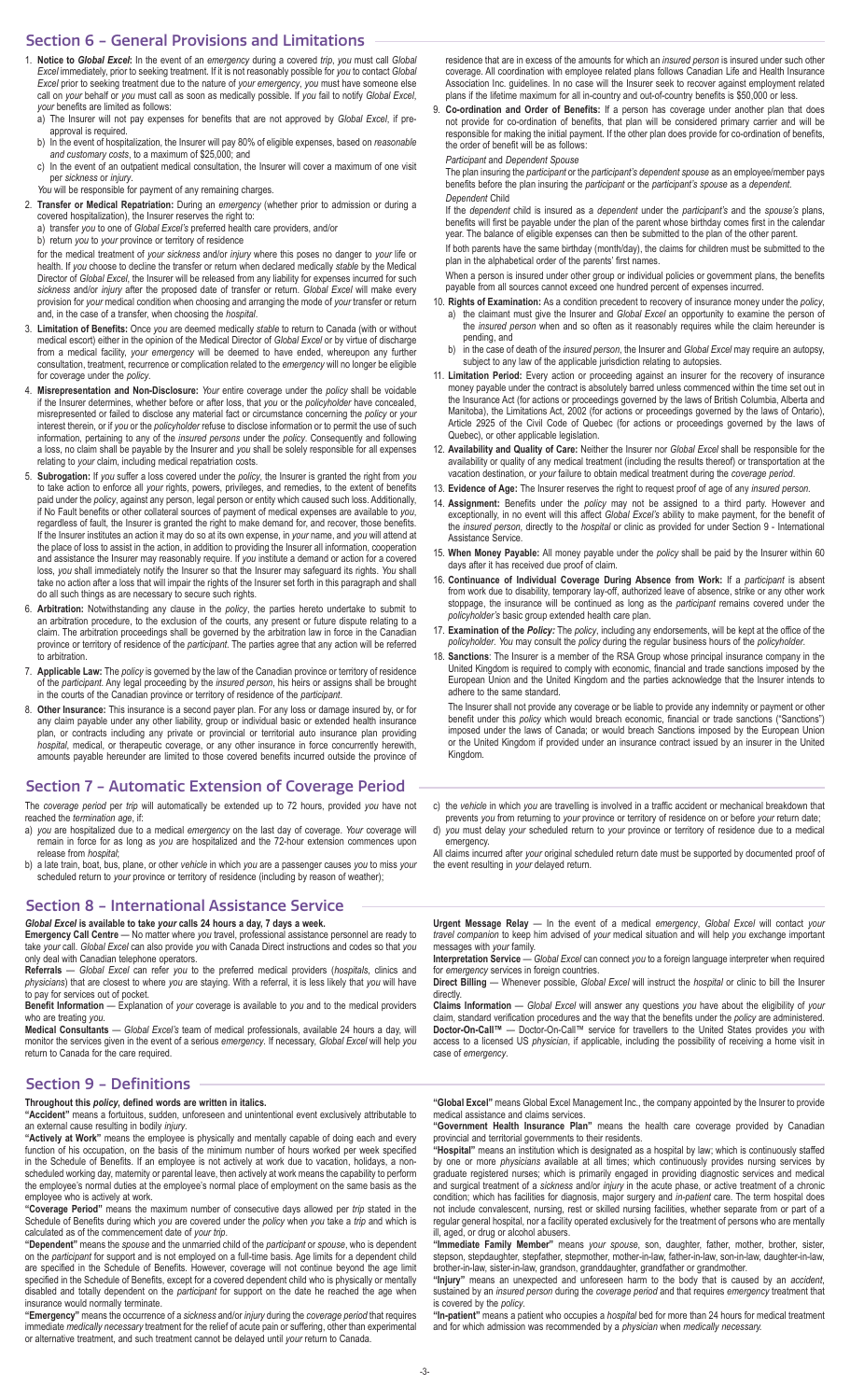## Section 6 – General Provisions and Limitations

1. **Notice to** ***Global Excel*****:** In the event of an *emergency* during a covered *trip*, *you* must call *Global Excel* immediately, prior to seeking treatment. If it is not reasonably possible for *you* to contact *Global Excel* prior to seeking treatment due to the nature of *your emergency*, *you* must have someone else call on *your* behalf or *you* must call as soon as medically possible. If *you* fail to notify *Global Excel*, *your* benefits are limited as follows:
   a) The Insurer will not pay expenses for benefits that are not approved by *Global Excel*, if pre-approval is required.
   b) In the event of hospitalization, the Insurer will pay 80% of eligible expenses, based on *reasonable and customary costs*, to a maximum of $25,000; and
   c) In the event of an outpatient medical consultation, the Insurer will cover a maximum of one visit per *sickness* or *injury*.

   *You* will be responsible for payment of any remaining charges.
2. **Transfer or Medical Repatriation:** During an *emergency* (whether prior to admission or during a covered hospitalization), the Insurer reserves the right to:
   a) transfer *you* to one of *Global Excel's* preferred health care providers, and/or
   b) return *you* to *your* province or territory of residence

   for the medical treatment of *your sickness* and/or *injury* where this poses no danger to *your* life or health. If *you* choose to decline the transfer or return when declared medically *stable* by the Medical Director of *Global Excel*, the Insurer will be released from any liability for expenses incurred for such *sickness* and/or *injury* after the proposed date of transfer or return. *Global Excel* will make every provision for *your* medical condition when choosing and arranging the mode of *your* transfer or return and, in the case of a transfer, when choosing the *hospital*.
3. **Limitation of Benefits:** Once *you* are deemed medically *stable* to return to Canada (with or without medical escort) either in the opinion of the Medical Director of *Global Excel* or by virtue of discharge from a medical facility, *your emergency* will be deemed to have ended, whereupon any further consultation, treatment, recurrence or complication related to the *emergency* will no longer be eligible for coverage under the *policy*.
4. **Misrepresentation and Non-Disclosure:** *Your* entire coverage under the *policy* shall be voidable if the Insurer determines, whether before or after loss, that *you* or the *policyholder* have concealed, misrepresented or failed to disclose any material fact or circumstance concerning the *policy* or *your* interest therein, or if *you* or the *policyholder* refuse to disclose information or to permit the use of such information, pertaining to any of the *insured persons* under the *policy*. Consequently and following a loss, no claim shall be payable by the Insurer and *you* shall be solely responsible for all expenses relating to *your* claim, including medical repatriation costs.
5. **Subrogation:** If *you* suffer a loss covered under the *policy*, the Insurer is granted the right from *you* to take action to enforce all *your* rights, powers, privileges, and remedies, to the extent of benefits paid under the *policy*, against any person, legal person or entity which caused such loss. Additionally, if No Fault benefits or other collateral sources of payment of medical expenses are available to *you*, regardless of fault, the Insurer is granted the right to make demand for, and recover, those benefits. If the Insurer institutes an action it may do so at its own expense, in *your* name, and *you* will attend at the place of loss to assist in the action, in addition to providing the Insurer all information, cooperation and assistance the Insurer may reasonably require. If *you* institute a demand or action for a covered loss, *you* shall immediately notify the Insurer so that the Insurer may safeguard its rights. *You* shall take no action after a loss that will impair the rights of the Insurer set forth in this paragraph and shall do all such things as are necessary to secure such rights.
6. **Arbitration:** Notwithstanding any clause in the *policy*, the parties hereto undertake to submit to an arbitration procedure, to the exclusion of the courts, any present or future dispute relating to a claim. The arbitration proceedings shall be governed by the arbitration law in force in the Canadian province or territory of residence of the *participant*. The parties agree that any action will be referred to arbitration.
7. **Applicable Law:** The *policy* is governed by the law of the Canadian province or territory of residence of the *participant*. Any legal proceeding by the *insured person*, his heirs or assigns shall be brought in the courts of the Canadian province or territory of residence of the *participant*.
8. **Other Insurance:** This insurance is a second payer plan. For any loss or damage insured by, or for any claim payable under any other liability, group or individual basic or extended health insurance plan, or contracts including any private or provincial or territorial auto insurance plan providing *hospital*, medical, or therapeutic coverage, or any other insurance in force concurrently herewith, amounts payable hereunder are limited to those covered benefits incurred outside the province of residence that are in excess of the amounts for which an *insured person* is insured under such other coverage. All coordination with employee related plans follows Canadian Life and Health Insurance Association Inc. guidelines. In no case will the Insurer seek to recover against employment related plans if the lifetime maximum for all in-country and out-of-country benefits is $50,000 or less.
9. **Co-ordination and Order of Benefits:** If a person has coverage under another plan that does not provide for co-ordination of benefits, that plan will be considered primary carrier and will be responsible for making the initial payment. If the other plan does provide for co-ordination of benefits, the order of benefit will be as follows:

   *Participant* and *Dependent Spouse*

   The plan insuring the *participant* or the *participant's dependent spouse* as an employee/member pays benefits before the plan insuring the *participant* or the *participant's spouse* as a *dependent*.

   *Dependent* Child

   If the *dependent* child is insured as a *dependent* under the *participant's* and the *spouse's* plans, benefits will first be payable under the plan of the parent whose birthday comes first in the calendar year. The balance of eligible expenses can then be submitted to the plan of the other parent.

   If both parents have the same birthday (month/day), the claims for children must be submitted to the plan in the alphabetical order of the parents' first names.

   When a person is insured under other group or individual policies or government plans, the benefits payable from all sources cannot exceed one hundred percent of expenses incurred.
10. **Rights of Examination:** As a condition precedent to recovery of insurance money under the *policy*,
    a) the claimant must give the Insurer and *Global Excel* an opportunity to examine the person of the *insured person* when and so often as it reasonably requires while the claim hereunder is pending, and
    b) in the case of death of the *insured person*, the Insurer and *Global Excel* may require an autopsy, subject to any law of the applicable jurisdiction relating to autopsies.
11. **Limitation Period:** Every action or proceeding against an insurer for the recovery of insurance money payable under the contract is absolutely barred unless commenced within the time set out in the Insurance Act (for actions or proceedings governed by the laws of British Columbia, Alberta and Manitoba), the Limitations Act, 2002 (for actions or proceedings governed by the laws of Ontario), Article 2925 of the Civil Code of Quebec (for actions or proceedings governed by the laws of Quebec), or other applicable legislation.
12. **Availability and Quality of Care:** Neither the Insurer nor *Global Excel* shall be responsible for the availability or quality of any medical treatment (including the results thereof) or transportation at the vacation destination, or *your* failure to obtain medical treatment during the *coverage period*.
13. **Evidence of Age:** The Insurer reserves the right to request proof of age of any *insured person*.
14. **Assignment:** Benefits under the *policy* may not be assigned to a third party. However and exceptionally, in no event will this affect *Global Excel's* ability to make payment, for the benefit of the *insured person*, directly to the *hospital* or clinic as provided for under Section 9 - International Assistance Service.
15. **When Money Payable:** All money payable under the *policy* shall be paid by the Insurer within 60 days after it has received due proof of claim.
16. **Continuance of Individual Coverage During Absence from Work:** If a *participant* is absent from work due to disability, temporary lay-off, authorized leave of absence, strike or any other work stoppage, the insurance will be continued as long as the *participant* remains covered under the *policyholder's* basic group extended health care plan.
17. **Examination of the** ***Policy:*** The *policy*, including any endorsements, will be kept at the office of the *policyholder*. *You* may consult the *policy* during the regular business hours of the *policyholder*.
18. **Sanctions**: The Insurer is a member of the RSA Group whose principal insurance company in the United Kingdom is required to comply with economic, financial and trade sanctions imposed by the European Union and the United Kingdom and the parties acknowledge that the Insurer intends to adhere to the same standard.

    The Insurer shall not provide any coverage or be liable to provide any indemnity or payment or other benefit under this *policy* which would breach economic, financial or trade sanctions ("Sanctions") imposed under the laws of Canada; or would breach Sanctions imposed by the European Union or the United Kingdom if provided under an insurance contract issued by an insurer in the United Kingdom.

## Section 7 – Automatic Extension of Coverage Period

The *coverage period* per *trip* will automatically be extended up to 72 hours, provided *you* have not reached the *termination age*, if:

a) *you* are hospitalized due to a medical *emergency* on the last day of coverage. *Your* coverage will remain in force for as long as *you* are hospitalized and the 72-hour extension commences upon release from *hospital*;
b) a late train, boat, bus, plane, or other *vehicle* in which *you* are a passenger causes *you* to miss *your* scheduled return to *your* province or territory of residence (including by reason of weather);
c) the *vehicle* in which *you* are travelling is involved in a traffic accident or mechanical breakdown that prevents *you* from returning to *your* province or territory of residence on or before *your* return date;
d) *you* must delay *your* scheduled return to *your* province or territory of residence due to a medical emergency.

All claims incurred after *your* original scheduled return date must be supported by documented proof of the event resulting in *your* delayed return.

## Section 8 – International Assistance Service

***Global Excel*** **is available to take** ***your*** **calls 24 hours a day, 7 days a week.**

**Emergency Call Centre** — No matter where *you* travel, professional assistance personnel are ready to take *your* call. *Global Excel* can also provide *you* with Canada Direct instructions and codes so that *you* only deal with Canadian telephone operators.

**Referrals** — *Global Excel* can refer *you* to the preferred medical providers (*hospitals*, clinics and *physicians*) that are closest to where *you* are staying. With a referral, it is less likely that *you* will have to pay for services out of pocket.

**Benefit Information** — Explanation of *your* coverage is available to *you* and to the medical providers who are treating *you*.

**Medical Consultants** — *Global Excel's* team of medical professionals, available 24 hours a day, will monitor the services given in the event of a serious *emergency*. If necessary, *Global Excel* will help *you* return to Canada for the care required.

**Urgent Message Relay** — In the event of a medical *emergency*, *Global Excel* will contact *your travel companion* to keep him advised of *your* medical situation and will help *you* exchange important messages with *your* family.

**Interpretation Service** — *Global Excel* can connect *you* to a foreign language interpreter when required for *emergency* services in foreign countries.

**Direct Billing** — Whenever possible, *Global Excel* will instruct the *hospital* or clinic to bill the Insurer directly.

**Claims Information** — *Global Excel* will answer any questions *you* have about the eligibility of *your* claim, standard verification procedures and the way that the benefits under the *policy* are administered.

**Doctor-On-Call™** — Doctor-On-Call™ service for travellers to the United States provides *you* with access to a licensed US *physician*, if applicable, including the possibility of receiving a home visit in case of *emergency*.

## Section 9 – Definitions

**Throughout this** ***policy*****, defined words are written in italics.**

**"Accident"** means a fortuitous, sudden, unforeseen and unintentional event exclusively attributable to an external cause resulting in bodily *injury*.

**"Actively at Work"** means the employee is physically and mentally capable of doing each and every function of his occupation, on the basis of the minimum number of hours worked per week specified in the Schedule of Benefits. If an employee is not actively at work due to vacation, holidays, a non-scheduled working day, maternity or parental leave, then actively at work means the capability to perform the employee's normal duties at the employee's normal place of employment on the same basis as the employee who is actively at work.

**"Coverage Period"** means the maximum number of consecutive days allowed per *trip* stated in the Schedule of Benefits during which *you* are covered under the *policy* when *you* take a *trip* and which is calculated as of the commencement date of *your trip*.

**"Dependent"** means the *spouse* and the unmarried child of the *participant* or *spouse*, who is dependent on the *participant* for support and is not employed on a full-time basis. Age limits for a dependent child are specified in the Schedule of Benefits. However, coverage will not continue beyond the age limit specified in the Schedule of Benefits, except for a covered dependent child who is physically or mentally disabled and totally dependent on the *participant* for support on the date he reached the age when insurance would normally terminate.

**"Emergency"** means the occurrence of a *sickness* and/or *injury* during the *coverage period* that requires immediate *medically necessary* treatment for the relief of acute pain or suffering, other than experimental or alternative treatment, and such treatment cannot be delayed until *your* return to Canada.

**"Global Excel"** means Global Excel Management Inc., the company appointed by the Insurer to provide medical assistance and claims services.

**"Government Health Insurance Plan"** means the health care coverage provided by Canadian provincial and territorial governments to their residents.

**"Hospital"** means an institution which is designated as a hospital by law; which is continuously staffed by one or more *physicians* available at all times; which continuously provides nursing services by graduate registered nurses; which is primarily engaged in providing diagnostic services and medical and surgical treatment of a *sickness* and/or *injury* in the acute phase, or active treatment of a chronic condition; which has facilities for diagnosis, major surgery and *in-patient* care. The term hospital does not include convalescent, nursing, rest or skilled nursing facilities, whether separate from or part of a regular general hospital, nor a facility operated exclusively for the treatment of persons who are mentally ill, aged, or drug or alcohol abusers.

**"Immediate Family Member"** means *your spouse*, son, daughter, father, mother, brother, sister, stepson, stepdaughter, stepfather, stepmother, mother-in-law, father-in-law, son-in-law, daughter-in-law, brother-in-law, sister-in-law, grandson, granddaughter, grandfather or grandmother.

**"Injury"** means an unexpected and unforeseen harm to the body that is caused by an *accident*, sustained by an *insured person* during the *coverage period* and that requires *emergency* treatment that is covered by the *policy*.

**"In-patient"** means a patient who occupies a *hospital* bed for more than 24 hours for medical treatment and for which admission was recommended by a *physician* when *medically necessary*.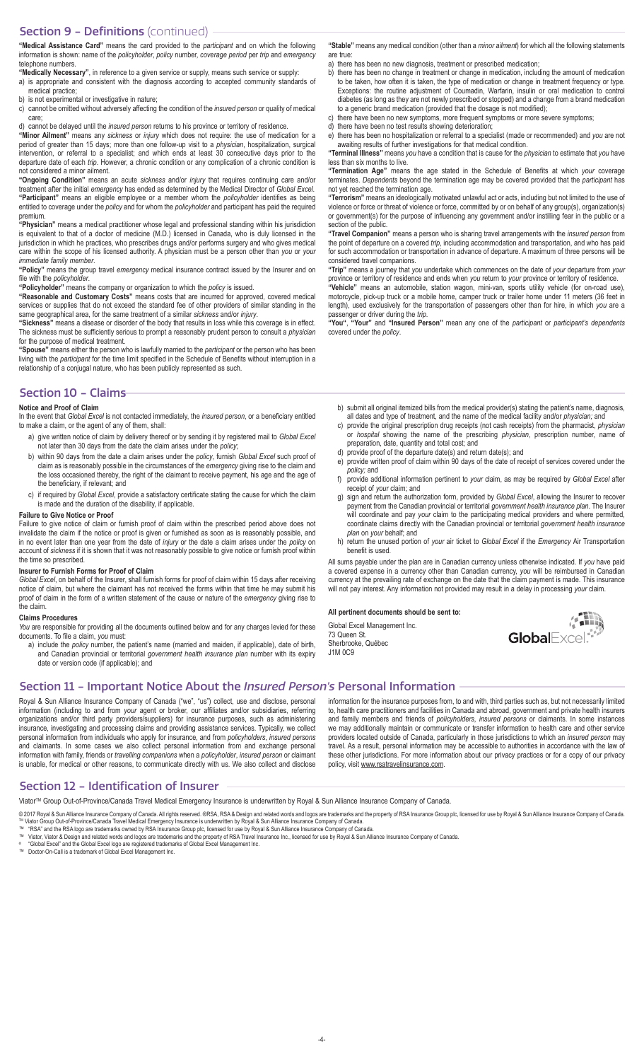## Section 9 – Definitions (continued)

**"Medical Assistance Card"** means the card provided to the *participant* and on which the following information is shown: name of the *policyholder*, *policy* number, *coverage period* per *trip* and *emergency* telephone numbers.

**"Medically Necessary"**, in reference to a given service or supply, means such service or supply:

a) is appropriate and consistent with the diagnosis according to accepted community standards of medical practice;
b) is not experimental or investigative in nature;
c) cannot be omitted without adversely affecting the condition of the *insured person* or quality of medical care;
d) cannot be delayed until the *insured person* returns to his province or territory of residence.

**"Minor Ailment"** means any *sickness* or *injury* which does not require: the use of medication for a period of greater than 15 days; more than one follow-up visit to a *physician*, hospitalization, surgical intervention, or referral to a specialist; and which ends at least 30 consecutive days prior to the departure date of each *trip*. However, a chronic condition or any complication of a chronic condition is not considered a minor ailment.

**"Ongoing Condition"** means an acute *sickness* and/or *injury* that requires continuing care and/or treatment after the initial *emergency* has ended as determined by the Medical Director of *Global Excel*.

**"Participant"** means an eligible employee or a member whom the *policyholder* identifies as being entitled to coverage under the *policy* and for whom the *policyholder* and participant has paid the required premium.

**"Physician"** means a medical practitioner whose legal and professional standing within his jurisdiction is equivalent to that of a doctor of medicine (M.D.) licensed in Canada, who is duly licensed in the jurisdiction in which he practices, who prescribes drugs and/or performs surgery and who gives medical care within the scope of his licensed authority. A physician must be a person other than *you* or *your immediate family member*.

**"Policy"** means the group travel *emergency* medical insurance contract issued by the Insurer and on file with the *policyholder*.

**"Policyholder"** means the company or organization to which the *policy* is issued.

**"Reasonable and Customary Costs"** means costs that are incurred for approved, covered medical services or supplies that do not exceed the standard fee of other providers of similar standing in the same geographical area, for the same treatment of a similar *sickness* and/or *injury*.

**"Sickness"** means a disease or disorder of the body that results in loss while this coverage is in effect. The sickness must be sufficiently serious to prompt a reasonably prudent person to consult a *physician* for the purpose of medical treatment.

**"Spouse"** means either the person who is lawfully married to the *participant* or the person who has been living with the *participant* for the time limit specified in the Schedule of Benefits without interruption in a relationship of a conjugal nature, who has been publicly represented as such.

**"Stable"** means any medical condition (other than a *minor ailment*) for which all the following statements are true:

a) there has been no new diagnosis, treatment or prescribed medication;
b) there has been no change in treatment or change in medication, including the amount of medication to be taken, how often it is taken, the type of medication or change in treatment frequency or type. Exceptions: the routine adjustment of Coumadin, Warfarin, insulin or oral medication to control diabetes (as long as they are not newly prescribed or stopped) and a change from a brand medication to a generic brand medication (provided that the dosage is not modified);
c) there have been no new symptoms, more frequent symptoms or more severe symptoms;
d) there have been no test results showing deterioration;
e) there has been no hospitalization or referral to a specialist (made or recommended) and *you* are not awaiting results of further investigations for that medical condition.

**"Terminal Illness"** means *you* have a condition that is cause for the *physician* to estimate that *you* have less than six months to live.

**"Termination Age"** means the age stated in the Schedule of Benefits at which *your* coverage terminates. *Dependents* beyond the termination age may be covered provided that the *participant* has not yet reached the termination age.

**"Terrorism"** means an ideologically motivated unlawful act or acts, including but not limited to the use of violence or force or threat of violence or force, committed by or on behalf of any group(s), organization(s) or government(s) for the purpose of influencing any government and/or instilling fear in the public or a section of the public.

**"Travel Companion"** means a person who is sharing travel arrangements with the *insured person* from the point of departure on a covered *trip*, including accommodation and transportation, and who has paid for such accommodation or transportation in advance of departure. A maximum of three persons will be considered travel companions.

**"Trip"** means a journey that *you* undertake which commences on the date of *your* departure from *your* province or territory of residence and ends when *you* return to *your* province or territory of residence.

**"Vehicle"** means an automobile, station wagon, mini-van, sports utility vehicle (for on-road use), motorcycle, pick-up truck or a mobile home, camper truck or trailer home under 11 meters (36 feet in length), used exclusively for the transportation of passengers other than for hire, in which *you* are a passenger or driver during the *trip*.

**"You"**, **"Your"** and **"Insured Person"** mean any one of the *participant* or *participant's dependents* covered under the *policy*.

## Section 10 – Claims

**Notice and Proof of Claim**

In the event that *Global Excel* is not contacted immediately, the *insured person*, or a beneficiary entitled to make a claim, or the agent of any of them, shall:

a) give written notice of claim by delivery thereof or by sending it by registered mail to *Global Excel* not later than 30 days from the date the claim arises under the *policy*;
b) within 90 days from the date a claim arises under the *policy*, furnish *Global Excel* such proof of claim as is reasonably possible in the circumstances of the *emergency* giving rise to the claim and the loss occasioned thereby, the right of the claimant to receive payment, his age and the age of the beneficiary, if relevant; and
c) if required by *Global Excel*, provide a satisfactory certificate stating the cause for which the claim is made and the duration of the disability, if applicable.

**Failure to Give Notice or Proof**

Failure to give notice of claim or furnish proof of claim within the prescribed period above does not invalidate the claim if the notice or proof is given or furnished as soon as is reasonably possible, and in no event later than one year from the date of *injury* or the date a claim arises under the *policy* on account of *sickness* if it is shown that it was not reasonably possible to give notice or furnish proof within the time so prescribed.

**Insurer to Furnish Forms for Proof of Claim**

*Global Excel*, on behalf of the Insurer, shall furnish forms for proof of claim within 15 days after receiving notice of claim, but where the claimant has not received the forms within that time he may submit his proof of claim in the form of a written statement of the cause or nature of the *emergency* giving rise to the claim.

**Claims Procedures**

*You* are responsible for providing all the documents outlined below and for any charges levied for these documents. To file a claim, *you* must:

a) include the *policy* number, the patient's name (married and maiden, if applicable), date of birth, and Canadian provincial or territorial *government health insurance plan* number with its expiry date or version code (if applicable); and
b) submit all original itemized bills from the medical provider(s) stating the patient's name, diagnosis, all dates and type of treatment, and the name of the medical facility and/or *physician;* and
c) provide the original prescription drug receipts (not cash receipts) from the pharmacist, *physician* or *hospital* showing the name of the prescribing *physician*, prescription number, name of preparation, date, quantity and total cost; and
d) provide proof of the departure date(s) and return date(s); and
e) provide written proof of claim within 90 days of the date of receipt of services covered under the *policy;* and
f) provide additional information pertinent to *your* claim, as may be required by *Global Excel* after receipt of *your* claim; and
g) sign and return the authorization form, provided by *Global Excel*, allowing the Insurer to recover payment from the Canadian provincial or territorial *government health insurance plan*. The Insurer will coordinate and pay *your* claim to the participating medical providers and where permitted, coordinate claims directly with the Canadian provincial or territorial *government health insurance plan* on *your* behalf; and
h) return the unused portion of *your* air ticket to *Global Excel* if the *Emergency* Air Transportation benefit is used.

All sums payable under the plan are in Canadian currency unless otherwise indicated. If *you* have paid a covered expense in a currency other than Canadian currency, *you* will be reimbursed in Canadian currency at the prevailing rate of exchange on the date that the claim payment is made. This insurance will not pay interest. Any information not provided may result in a delay in processing *your* claim.

**All pertinent documents should be sent to:**

Global Excel Management Inc.
73 Queen St.
Sherbrooke, Québec
J1M 0C9

## Section 11 – Important Notice About the *Insured Person's* Personal Information

Royal & Sun Alliance Insurance Company of Canada ("we", "us") collect, use and disclose, personal information (including to and from *your* agent or broker, our affiliates and/or subsidiaries, referring organizations and/or third party providers/suppliers) for insurance purposes, such as administering insurance, investigating and processing claims and providing assistance services. Typically, we collect personal information from individuals who apply for insurance, and from *policyholders*, *insured persons* and claimants. In some cases we also collect personal information and exchange personal information with family, friends or *travelling companions* when a *policyholder*, *insured person* or claimant is unable, for medical or other reasons, to communicate directly with us. We also collect and disclose information for the insurance purposes from, to and with, third parties such as, but not necessarily limited to, health care practitioners and facilities in Canada and abroad, government and private health insurers and family members and friends of *policyholders*, *insured persons* or claimants. In some instances we may additionally maintain or communicate or transfer information to health care and other service providers located outside of Canada, particularly in those jurisdictions to which an *insured person* may travel. As a result, personal information may be accessible to authorities in accordance with the law of these other jurisdictions. For more information about our privacy practices or for a copy of our privacy policy, visit www.rsatravelinsurance.com.

## Section 12 – Identification of Insurer

Viator™ Group Out-of-Province/Canada Travel Medical Emergency Insurance is underwritten by Royal & Sun Alliance Insurance Company of Canada.

© 2017 Royal & Sun Alliance Insurance Company of Canada. All rights reserved. ®RSA, RSA & Design and related words and logos are trademarks and the property of RSA Insurance Group plc, licensed for use by Royal & Sun Alliance Insurance Company of Canada.
™ Viator Group Out-of-Province/Canada Travel Medical Emergency Insurance is underwritten by Royal & Sun Alliance Insurance Company of Canada.
™ "RSA" and the RSA logo are trademarks owned by RSA Insurance Group plc, licensed for use by Royal & Sun Alliance Insurance Company of Canada.
™ Viator, Viator & Design and related words and logos are trademarks and the property of RSA Travel Insurance Inc., licensed for use by Royal & Sun Alliance Insurance Company of Canada.
® "Global Excel" and the Global Excel logo are registered trademarks of Global Excel Management Inc.
™ Doctor-On-Call is a trademark of Global Excel Management Inc.